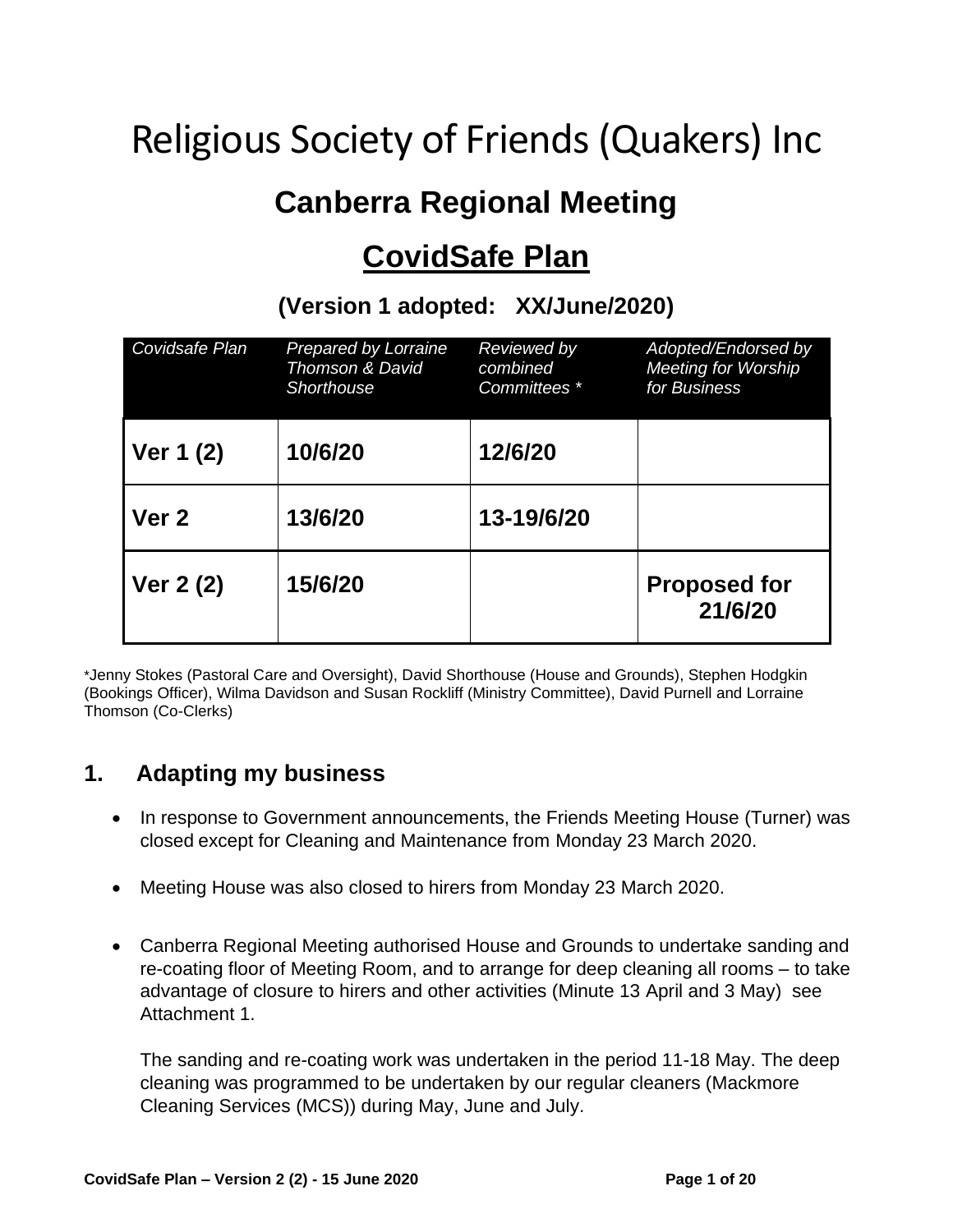# Religious Society of Friends (Quakers) Inc

## Canberra Regional Meeting

## CovidSafe Plan

### (Version 1 adopted: XX/June/2020)

| *Covidsafe Plan* | *Prepared by Lorraine Thomson & David Shorthouse* | *Reviewed by combined Committees \** | *Adopted/Endorsed by Meeting for Worship for Business* |
|---|---|---|---|
| **Ver 1 (2)** | **10/6/20** | **12/6/20** | |
| **Ver 2** | **13/6/20** | **13-19/6/20** | |
| **Ver 2 (2)** | **15/6/20** | | **Proposed for 21/6/20** |

\*Jenny Stokes (Pastoral Care and Oversight), David Shorthouse (House and Grounds), Stephen Hodgkin (Bookings Officer), Wilma Davidson and Susan Rockliff (Ministry Committee), David Purnell and Lorraine Thomson (Co-Clerks)

## 1. Adapting my business

- In response to Government announcements, the Friends Meeting House (Turner) was closed except for Cleaning and Maintenance from Monday 23 March 2020.
- Meeting House was also closed to hirers from Monday 23 March 2020.
- Canberra Regional Meeting authorised House and Grounds to undertake sanding and re-coating floor of Meeting Room, and to arrange for deep cleaning all rooms – to take advantage of closure to hirers and other activities (Minute 13 April and 3 May) see Attachment 1.

  The sanding and re-coating work was undertaken in the period 11-18 May. The deep cleaning was programmed to be undertaken by our regular cleaners (Mackmore Cleaning Services (MCS)) during May, June and July.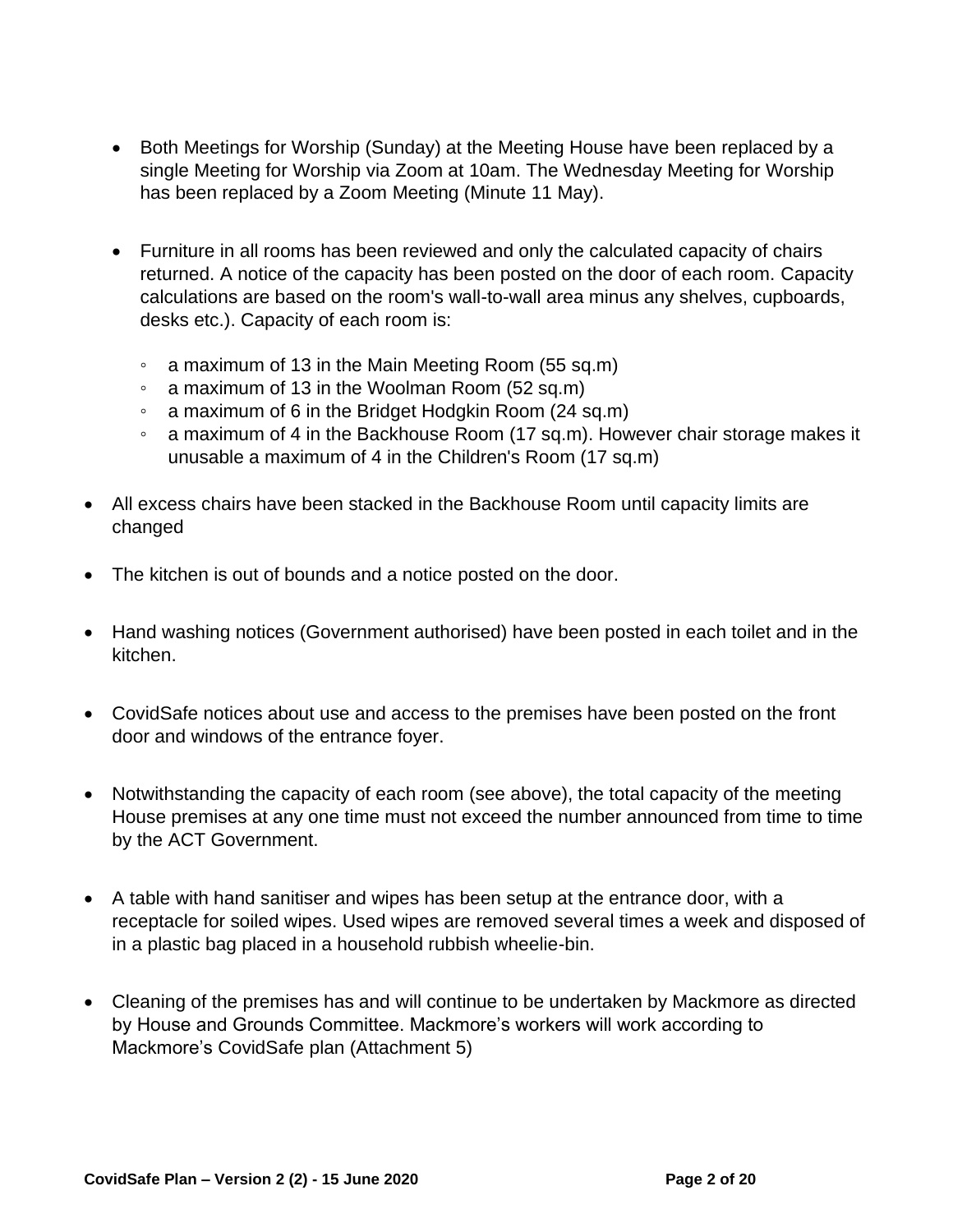- Both Meetings for Worship (Sunday) at the Meeting House have been replaced by a single Meeting for Worship via Zoom at 10am. The Wednesday Meeting for Worship has been replaced by a Zoom Meeting (Minute 11 May).

- Furniture in all rooms has been reviewed and only the calculated capacity of chairs returned. A notice of the capacity has been posted on the door of each room. Capacity calculations are based on the room's wall-to-wall area minus any shelves, cupboards, desks etc.). Capacity of each room is:

  - a maximum of 13 in the Main Meeting Room (55 sq.m)
  - a maximum of 13 in the Woolman Room (52 sq.m)
  - a maximum of 6 in the Bridget Hodgkin Room (24 sq.m)
  - a maximum of 4 in the Backhouse Room (17 sq.m). However chair storage makes it unusable a maximum of 4 in the Children's Room (17 sq.m)

- All excess chairs have been stacked in the Backhouse Room until capacity limits are changed

- The kitchen is out of bounds and a notice posted on the door.

- Hand washing notices (Government authorised) have been posted in each toilet and in the kitchen.

- CovidSafe notices about use and access to the premises have been posted on the front door and windows of the entrance foyer.

- Notwithstanding the capacity of each room (see above), the total capacity of the meeting House premises at any one time must not exceed the number announced from time to time by the ACT Government.

- A table with hand sanitiser and wipes has been setup at the entrance door, with a receptacle for soiled wipes. Used wipes are removed several times a week and disposed of in a plastic bag placed in a household rubbish wheelie-bin.

- Cleaning of the premises has and will continue to be undertaken by Mackmore as directed by House and Grounds Committee. Mackmore's workers will work according to Mackmore's CovidSafe plan (Attachment 5)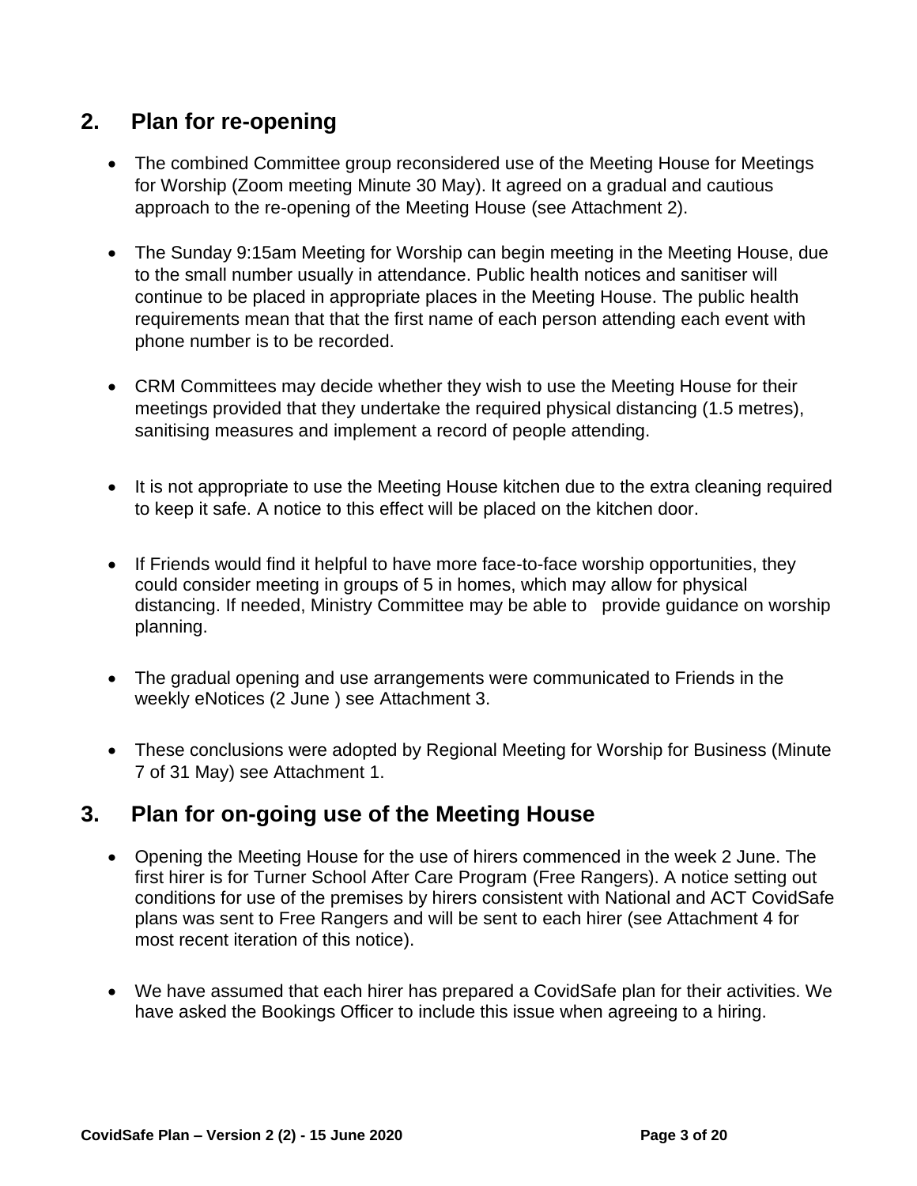## 2. Plan for re-opening

- The combined Committee group reconsidered use of the Meeting House for Meetings for Worship (Zoom meeting Minute 30 May). It agreed on a gradual and cautious approach to the re-opening of the Meeting House (see Attachment 2).

- The Sunday 9:15am Meeting for Worship can begin meeting in the Meeting House, due to the small number usually in attendance. Public health notices and sanitiser will continue to be placed in appropriate places in the Meeting House. The public health requirements mean that that the first name of each person attending each event with phone number is to be recorded.

- CRM Committees may decide whether they wish to use the Meeting House for their meetings provided that they undertake the required physical distancing (1.5 metres), sanitising measures and implement a record of people attending.

- It is not appropriate to use the Meeting House kitchen due to the extra cleaning required to keep it safe. A notice to this effect will be placed on the kitchen door.

- If Friends would find it helpful to have more face-to-face worship opportunities, they could consider meeting in groups of 5 in homes, which may allow for physical distancing. If needed, Ministry Committee may be able to provide guidance on worship planning.

- The gradual opening and use arrangements were communicated to Friends in the weekly eNotices (2 June ) see Attachment 3.

- These conclusions were adopted by Regional Meeting for Worship for Business (Minute 7 of 31 May) see Attachment 1.

## 3. Plan for on-going use of the Meeting House

- Opening the Meeting House for the use of hirers commenced in the week 2 June. The first hirer is for Turner School After Care Program (Free Rangers). A notice setting out conditions for use of the premises by hirers consistent with National and ACT CovidSafe plans was sent to Free Rangers and will be sent to each hirer (see Attachment 4 for most recent iteration of this notice).

- We have assumed that each hirer has prepared a CovidSafe plan for their activities. We have asked the Bookings Officer to include this issue when agreeing to a hiring.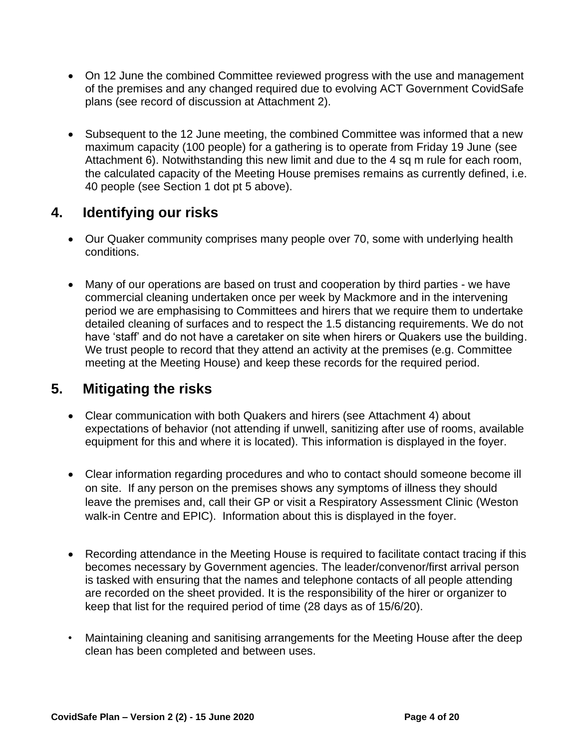- On 12 June the combined Committee reviewed progress with the use and management of the premises and any changed required due to evolving ACT Government CovidSafe plans (see record of discussion at Attachment 2).

- Subsequent to the 12 June meeting, the combined Committee was informed that a new maximum capacity (100 people) for a gathering is to operate from Friday 19 June (see Attachment 6). Notwithstanding this new limit and due to the 4 sq m rule for each room, the calculated capacity of the Meeting House premises remains as currently defined, i.e. 40 people (see Section 1 dot pt 5 above).

## 4. Identifying our risks

- Our Quaker community comprises many people over 70, some with underlying health conditions.

- Many of our operations are based on trust and cooperation by third parties - we have commercial cleaning undertaken once per week by Mackmore and in the intervening period we are emphasising to Committees and hirers that we require them to undertake detailed cleaning of surfaces and to respect the 1.5 distancing requirements. We do not have 'staff' and do not have a caretaker on site when hirers or Quakers use the building. We trust people to record that they attend an activity at the premises (e.g. Committee meeting at the Meeting House) and keep these records for the required period.

## 5. Mitigating the risks

- Clear communication with both Quakers and hirers (see Attachment 4) about expectations of behavior (not attending if unwell, sanitizing after use of rooms, available equipment for this and where it is located). This information is displayed in the foyer.

- Clear information regarding procedures and who to contact should someone become ill on site. If any person on the premises shows any symptoms of illness they should leave the premises and, call their GP or visit a Respiratory Assessment Clinic (Weston walk-in Centre and EPIC). Information about this is displayed in the foyer.

- Recording attendance in the Meeting House is required to facilitate contact tracing if this becomes necessary by Government agencies. The leader/convenor/first arrival person is tasked with ensuring that the names and telephone contacts of all people attending are recorded on the sheet provided. It is the responsibility of the hirer or organizer to keep that list for the required period of time (28 days as of 15/6/20).

- Maintaining cleaning and sanitising arrangements for the Meeting House after the deep clean has been completed and between uses.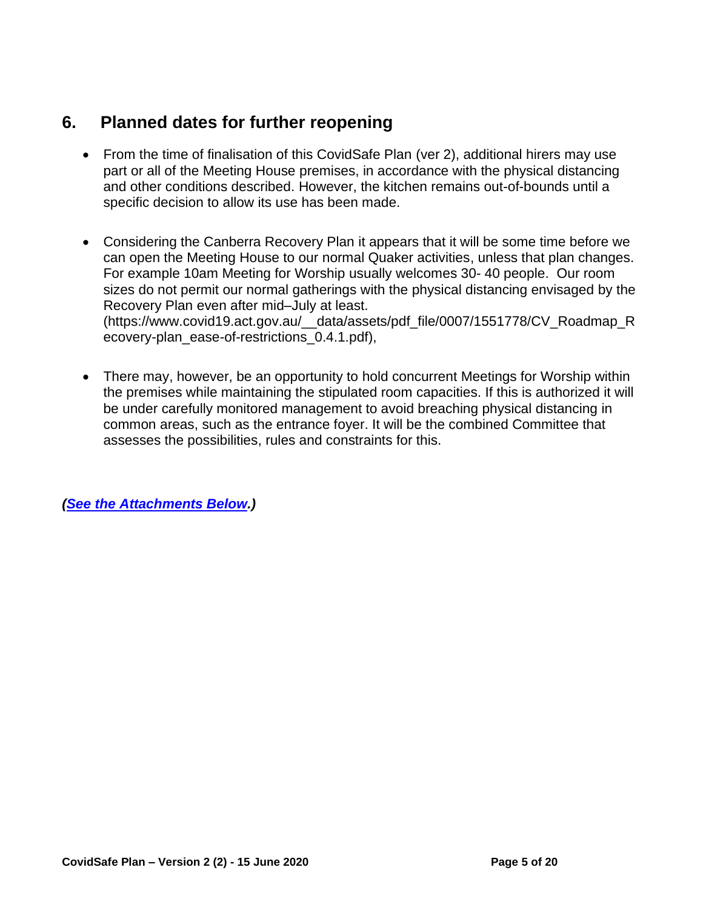## 6. Planned dates for further reopening

- From the time of finalisation of this CovidSafe Plan (ver 2), additional hirers may use part or all of the Meeting House premises, in accordance with the physical distancing and other conditions described. However, the kitchen remains out-of-bounds until a specific decision to allow its use has been made.

- Considering the Canberra Recovery Plan it appears that it will be some time before we can open the Meeting House to our normal Quaker activities, unless that plan changes. For example 10am Meeting for Worship usually welcomes 30- 40 people. Our room sizes do not permit our normal gatherings with the physical distancing envisaged by the Recovery Plan even after mid–July at least. (https://www.covid19.act.gov.au/__data/assets/pdf_file/0007/1551778/CV_Roadmap_Recovery-plan_ease-of-restrictions_0.4.1.pdf),

- There may, however, be an opportunity to hold concurrent Meetings for Worship within the premises while maintaining the stipulated room capacities. If this is authorized it will be under carefully monitored management to avoid breaching physical distancing in common areas, such as the entrance foyer. It will be the combined Committee that assesses the possibilities, rules and constraints for this.

***(See the Attachments Below.)***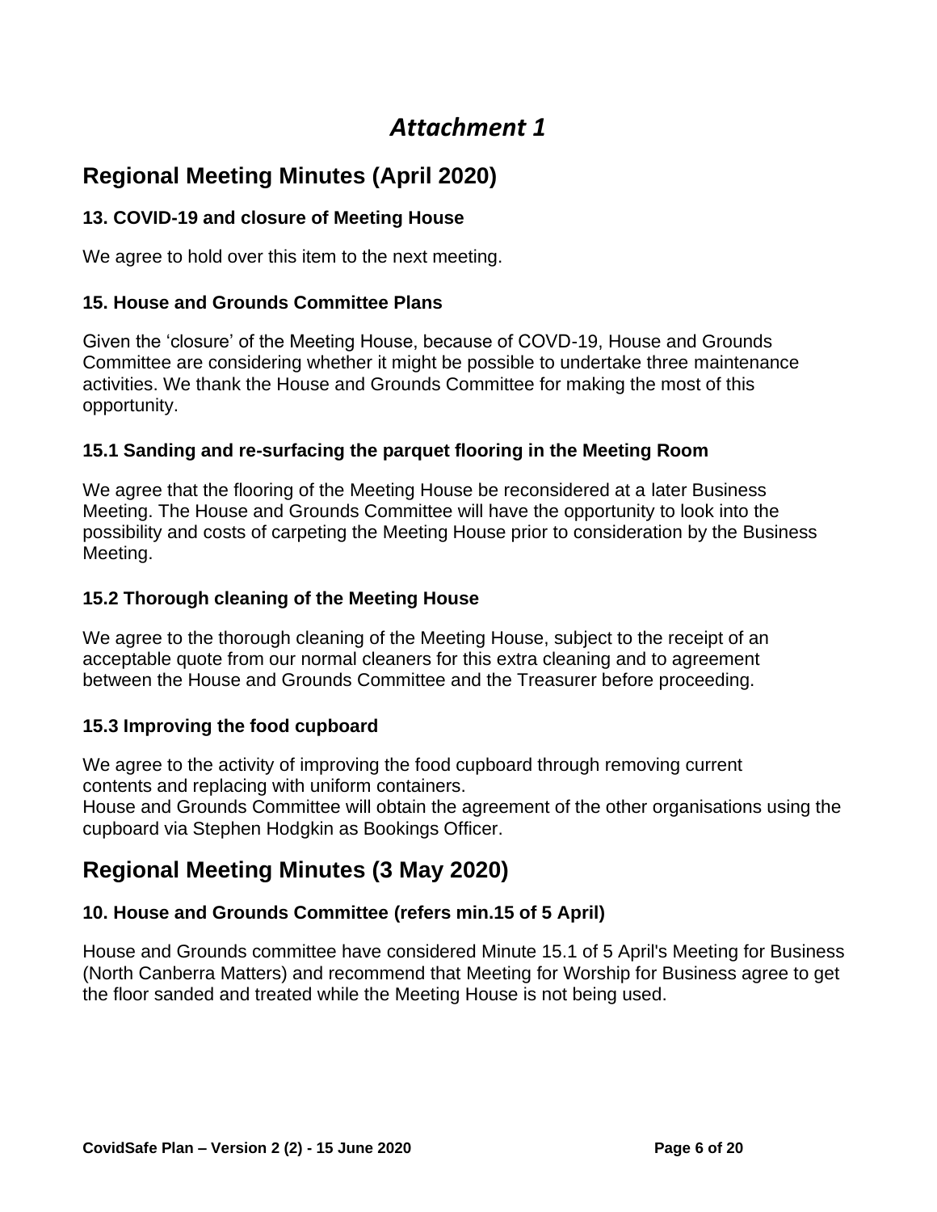# *Attachment 1*

## Regional Meeting Minutes (April 2020)

### 13. COVID-19 and closure of Meeting House

We agree to hold over this item to the next meeting.

### 15. House and Grounds Committee Plans

Given the 'closure' of the Meeting House, because of COVD-19, House and Grounds Committee are considering whether it might be possible to undertake three maintenance activities. We thank the House and Grounds Committee for making the most of this opportunity.

### 15.1 Sanding and re-surfacing the parquet flooring in the Meeting Room

We agree that the flooring of the Meeting House be reconsidered at a later Business Meeting. The House and Grounds Committee will have the opportunity to look into the possibility and costs of carpeting the Meeting House prior to consideration by the Business Meeting.

### 15.2 Thorough cleaning of the Meeting House

We agree to the thorough cleaning of the Meeting House, subject to the receipt of an acceptable quote from our normal cleaners for this extra cleaning and to agreement between the House and Grounds Committee and the Treasurer before proceeding.

### 15.3 Improving the food cupboard

We agree to the activity of improving the food cupboard through removing current contents and replacing with uniform containers.
House and Grounds Committee will obtain the agreement of the other organisations using the cupboard via Stephen Hodgkin as Bookings Officer.

## Regional Meeting Minutes (3 May 2020)

### 10. House and Grounds Committee (refers min.15 of 5 April)

House and Grounds committee have considered Minute 15.1 of 5 April's Meeting for Business (North Canberra Matters) and recommend that Meeting for Worship for Business agree to get the floor sanded and treated while the Meeting House is not being used.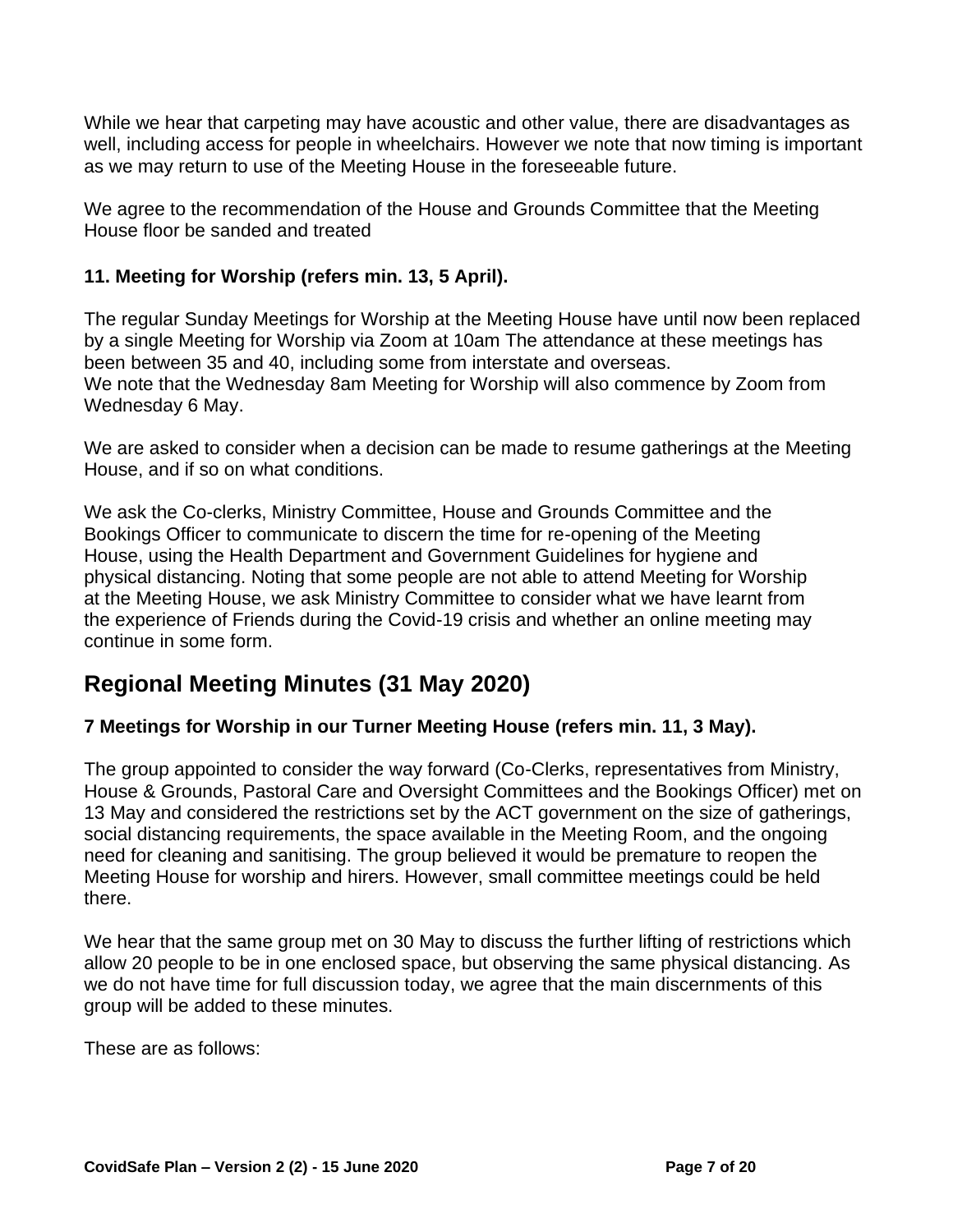While we hear that carpeting may have acoustic and other value, there are disadvantages as well, including access for people in wheelchairs. However we note that now timing is important as we may return to use of the Meeting House in the foreseeable future.

We agree to the recommendation of the House and Grounds Committee that the Meeting House floor be sanded and treated

### 11. Meeting for Worship (refers min. 13, 5 April).

The regular Sunday Meetings for Worship at the Meeting House have until now been replaced by a single Meeting for Worship via Zoom at 10am The attendance at these meetings has been between 35 and 40, including some from interstate and overseas.
We note that the Wednesday 8am Meeting for Worship will also commence by Zoom from Wednesday 6 May.

We are asked to consider when a decision can be made to resume gatherings at the Meeting House, and if so on what conditions.

We ask the Co-clerks, Ministry Committee, House and Grounds Committee and the Bookings Officer to communicate to discern the time for re-opening of the Meeting House, using the Health Department and Government Guidelines for hygiene and physical distancing. Noting that some people are not able to attend Meeting for Worship at the Meeting House, we ask Ministry Committee to consider what we have learnt from the experience of Friends during the Covid-19 crisis and whether an online meeting may continue in some form.

## Regional Meeting Minutes (31 May 2020)

### 7 Meetings for Worship in our Turner Meeting House (refers min. 11, 3 May).

The group appointed to consider the way forward (Co-Clerks, representatives from Ministry, House & Grounds, Pastoral Care and Oversight Committees and the Bookings Officer) met on 13 May and considered the restrictions set by the ACT government on the size of gatherings, social distancing requirements, the space available in the Meeting Room, and the ongoing need for cleaning and sanitising. The group believed it would be premature to reopen the Meeting House for worship and hirers. However, small committee meetings could be held there.

We hear that the same group met on 30 May to discuss the further lifting of restrictions which allow 20 people to be in one enclosed space, but observing the same physical distancing. As we do not have time for full discussion today, we agree that the main discernments of this group will be added to these minutes.

These are as follows: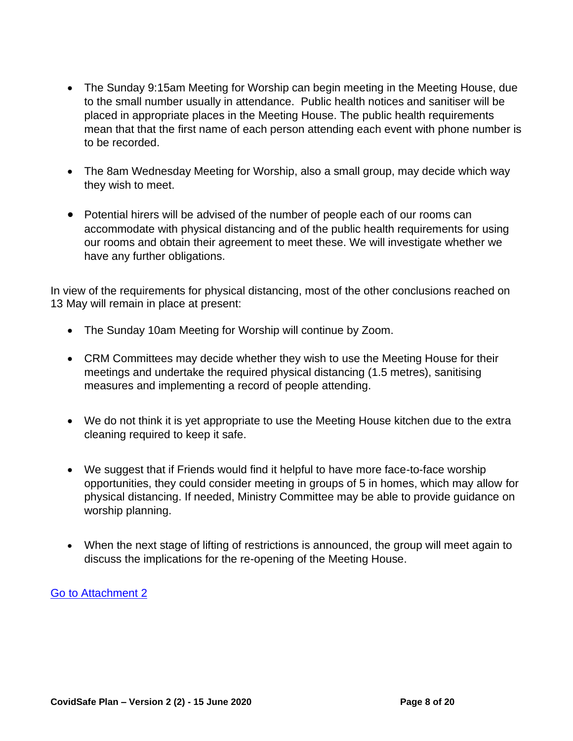- The Sunday 9:15am Meeting for Worship can begin meeting in the Meeting House, due to the small number usually in attendance. Public health notices and sanitiser will be placed in appropriate places in the Meeting House. The public health requirements mean that that the first name of each person attending each event with phone number is to be recorded.

- The 8am Wednesday Meeting for Worship, also a small group, may decide which way they wish to meet.

- Potential hirers will be advised of the number of people each of our rooms can accommodate with physical distancing and of the public health requirements for using our rooms and obtain their agreement to meet these. We will investigate whether we have any further obligations.

In view of the requirements for physical distancing, most of the other conclusions reached on 13 May will remain in place at present:

- The Sunday 10am Meeting for Worship will continue by Zoom.

- CRM Committees may decide whether they wish to use the Meeting House for their meetings and undertake the required physical distancing (1.5 metres), sanitising measures and implementing a record of people attending.

- We do not think it is yet appropriate to use the Meeting House kitchen due to the extra cleaning required to keep it safe.

- We suggest that if Friends would find it helpful to have more face-to-face worship opportunities, they could consider meeting in groups of 5 in homes, which may allow for physical distancing. If needed, Ministry Committee may be able to provide guidance on worship planning.

- When the next stage of lifting of restrictions is announced, the group will meet again to discuss the implications for the re-opening of the Meeting House.

Go to Attachment 2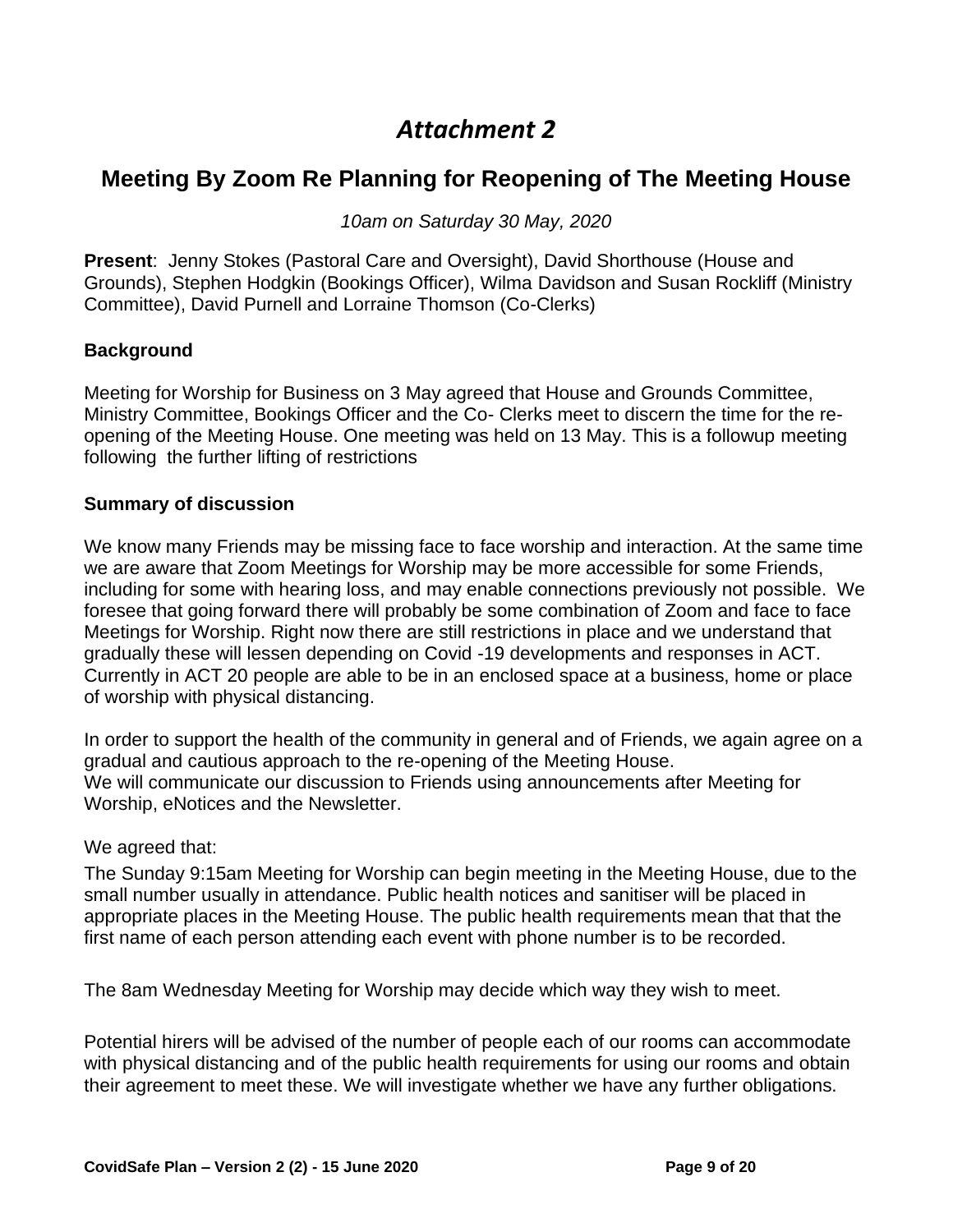# *Attachment 2*

## Meeting By Zoom Re Planning for Reopening of The Meeting House

*10am on Saturday 30 May, 2020*

**Present**: Jenny Stokes (Pastoral Care and Oversight), David Shorthouse (House and Grounds), Stephen Hodgkin (Bookings Officer), Wilma Davidson and Susan Rockliff (Ministry Committee), David Purnell and Lorraine Thomson (Co-Clerks)

### Background

Meeting for Worship for Business on 3 May agreed that House and Grounds Committee, Ministry Committee, Bookings Officer and the Co- Clerks meet to discern the time for the re-opening of the Meeting House. One meeting was held on 13 May. This is a followup meeting following the further lifting of restrictions

### Summary of discussion

We know many Friends may be missing face to face worship and interaction. At the same time we are aware that Zoom Meetings for Worship may be more accessible for some Friends, including for some with hearing loss, and may enable connections previously not possible. We foresee that going forward there will probably be some combination of Zoom and face to face Meetings for Worship. Right now there are still restrictions in place and we understand that gradually these will lessen depending on Covid -19 developments and responses in ACT. Currently in ACT 20 people are able to be in an enclosed space at a business, home or place of worship with physical distancing.

In order to support the health of the community in general and of Friends, we again agree on a gradual and cautious approach to the re-opening of the Meeting House.
We will communicate our discussion to Friends using announcements after Meeting for Worship, eNotices and the Newsletter.

We agreed that:

The Sunday 9:15am Meeting for Worship can begin meeting in the Meeting House, due to the small number usually in attendance. Public health notices and sanitiser will be placed in appropriate places in the Meeting House. The public health requirements mean that that the first name of each person attending each event with phone number is to be recorded.

The 8am Wednesday Meeting for Worship may decide which way they wish to meet.

Potential hirers will be advised of the number of people each of our rooms can accommodate with physical distancing and of the public health requirements for using our rooms and obtain their agreement to meet these. We will investigate whether we have any further obligations.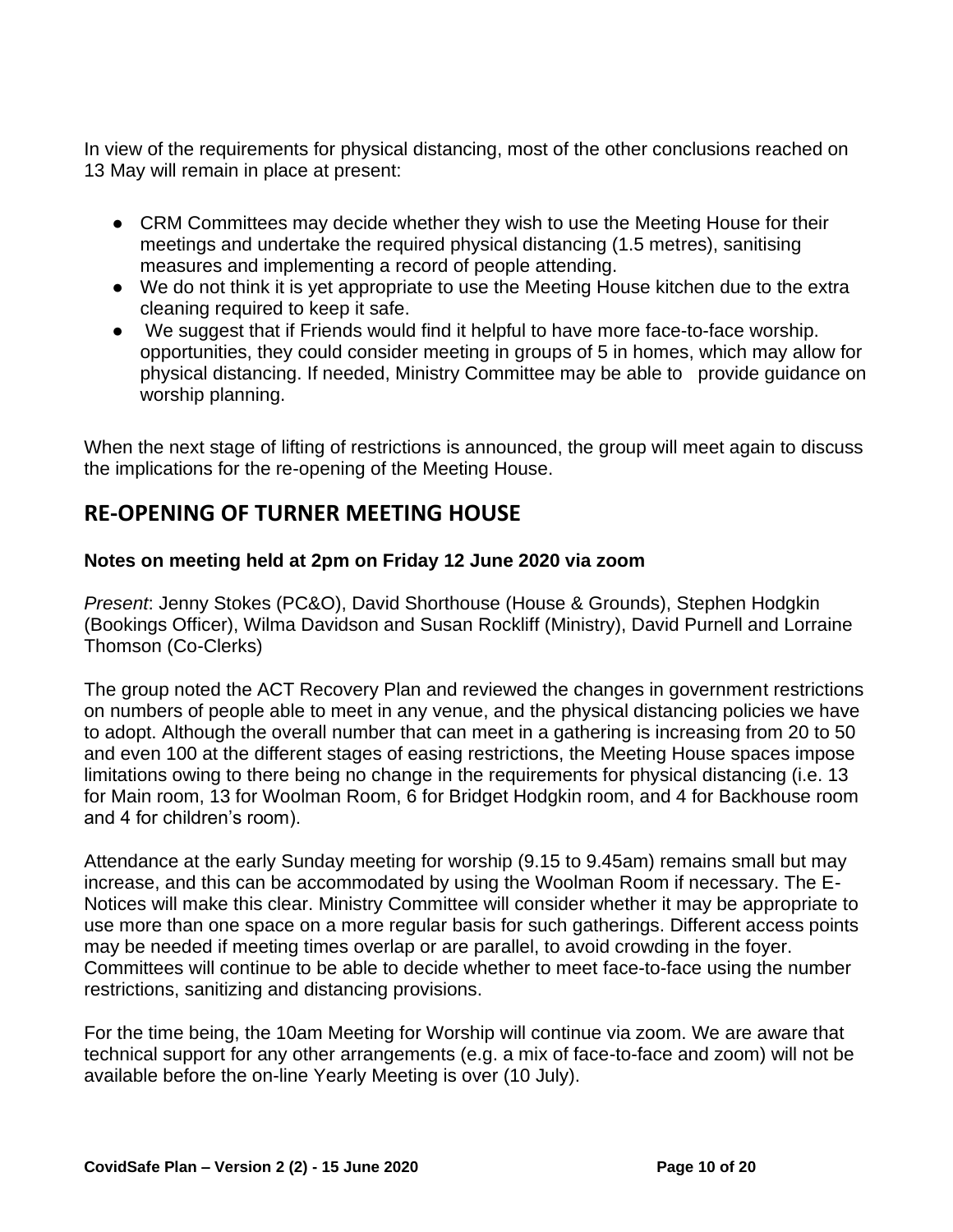In view of the requirements for physical distancing, most of the other conclusions reached on 13 May will remain in place at present:

- CRM Committees may decide whether they wish to use the Meeting House for their meetings and undertake the required physical distancing (1.5 metres), sanitising measures and implementing a record of people attending.
- We do not think it is yet appropriate to use the Meeting House kitchen due to the extra cleaning required to keep it safe.
- We suggest that if Friends would find it helpful to have more face-to-face worship. opportunities, they could consider meeting in groups of 5 in homes, which may allow for physical distancing. If needed, Ministry Committee may be able to provide guidance on worship planning.

When the next stage of lifting of restrictions is announced, the group will meet again to discuss the implications for the re-opening of the Meeting House.

## RE-OPENING OF TURNER MEETING HOUSE

**Notes on meeting held at 2pm on Friday 12 June 2020 via zoom**

*Present*: Jenny Stokes (PC&O), David Shorthouse (House & Grounds), Stephen Hodgkin (Bookings Officer), Wilma Davidson and Susan Rockliff (Ministry), David Purnell and Lorraine Thomson (Co-Clerks)

The group noted the ACT Recovery Plan and reviewed the changes in government restrictions on numbers of people able to meet in any venue, and the physical distancing policies we have to adopt. Although the overall number that can meet in a gathering is increasing from 20 to 50 and even 100 at the different stages of easing restrictions, the Meeting House spaces impose limitations owing to there being no change in the requirements for physical distancing (i.e. 13 for Main room, 13 for Woolman Room, 6 for Bridget Hodgkin room, and 4 for Backhouse room and 4 for children's room).

Attendance at the early Sunday meeting for worship (9.15 to 9.45am) remains small but may increase, and this can be accommodated by using the Woolman Room if necessary. The E-Notices will make this clear. Ministry Committee will consider whether it may be appropriate to use more than one space on a more regular basis for such gatherings. Different access points may be needed if meeting times overlap or are parallel, to avoid crowding in the foyer. Committees will continue to be able to decide whether to meet face-to-face using the number restrictions, sanitizing and distancing provisions.

For the time being, the 10am Meeting for Worship will continue via zoom. We are aware that technical support for any other arrangements (e.g. a mix of face-to-face and zoom) will not be available before the on-line Yearly Meeting is over (10 July).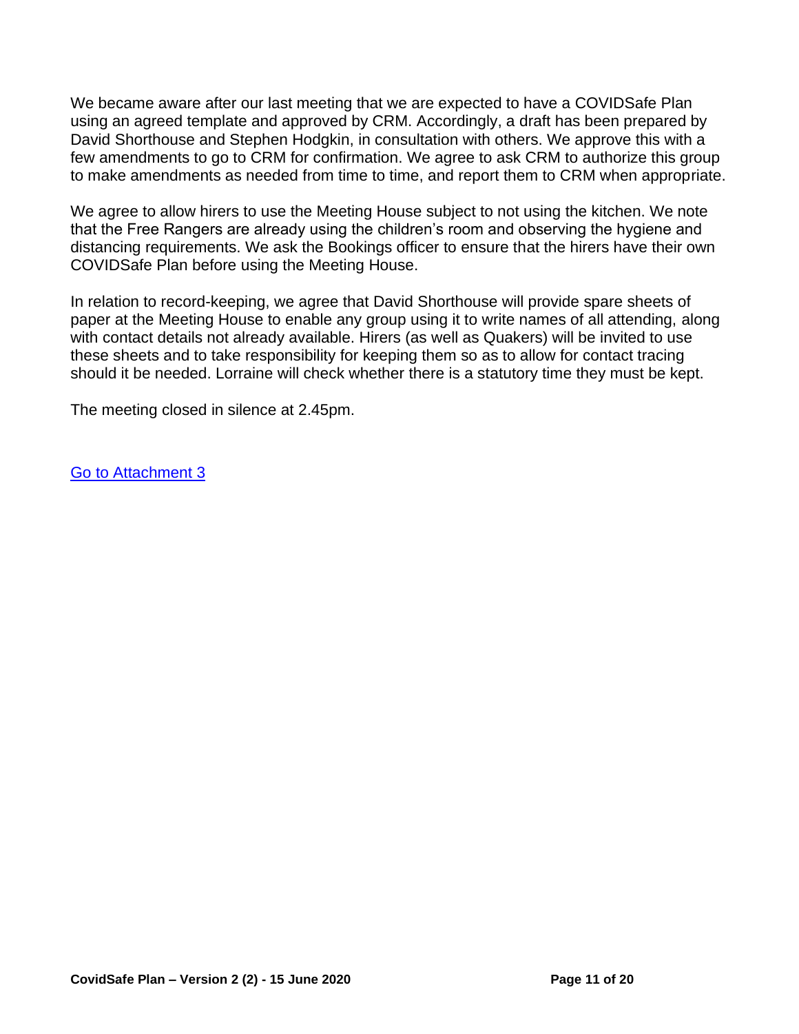We became aware after our last meeting that we are expected to have a COVIDSafe Plan using an agreed template and approved by CRM. Accordingly, a draft has been prepared by David Shorthouse and Stephen Hodgkin, in consultation with others. We approve this with a few amendments to go to CRM for confirmation. We agree to ask CRM to authorize this group to make amendments as needed from time to time, and report them to CRM when appropriate.

We agree to allow hirers to use the Meeting House subject to not using the kitchen. We note that the Free Rangers are already using the children's room and observing the hygiene and distancing requirements. We ask the Bookings officer to ensure that the hirers have their own COVIDSafe Plan before using the Meeting House.

In relation to record-keeping, we agree that David Shorthouse will provide spare sheets of paper at the Meeting House to enable any group using it to write names of all attending, along with contact details not already available. Hirers (as well as Quakers) will be invited to use these sheets and to take responsibility for keeping them so as to allow for contact tracing should it be needed. Lorraine will check whether there is a statutory time they must be kept.

The meeting closed in silence at 2.45pm.

Go to Attachment 3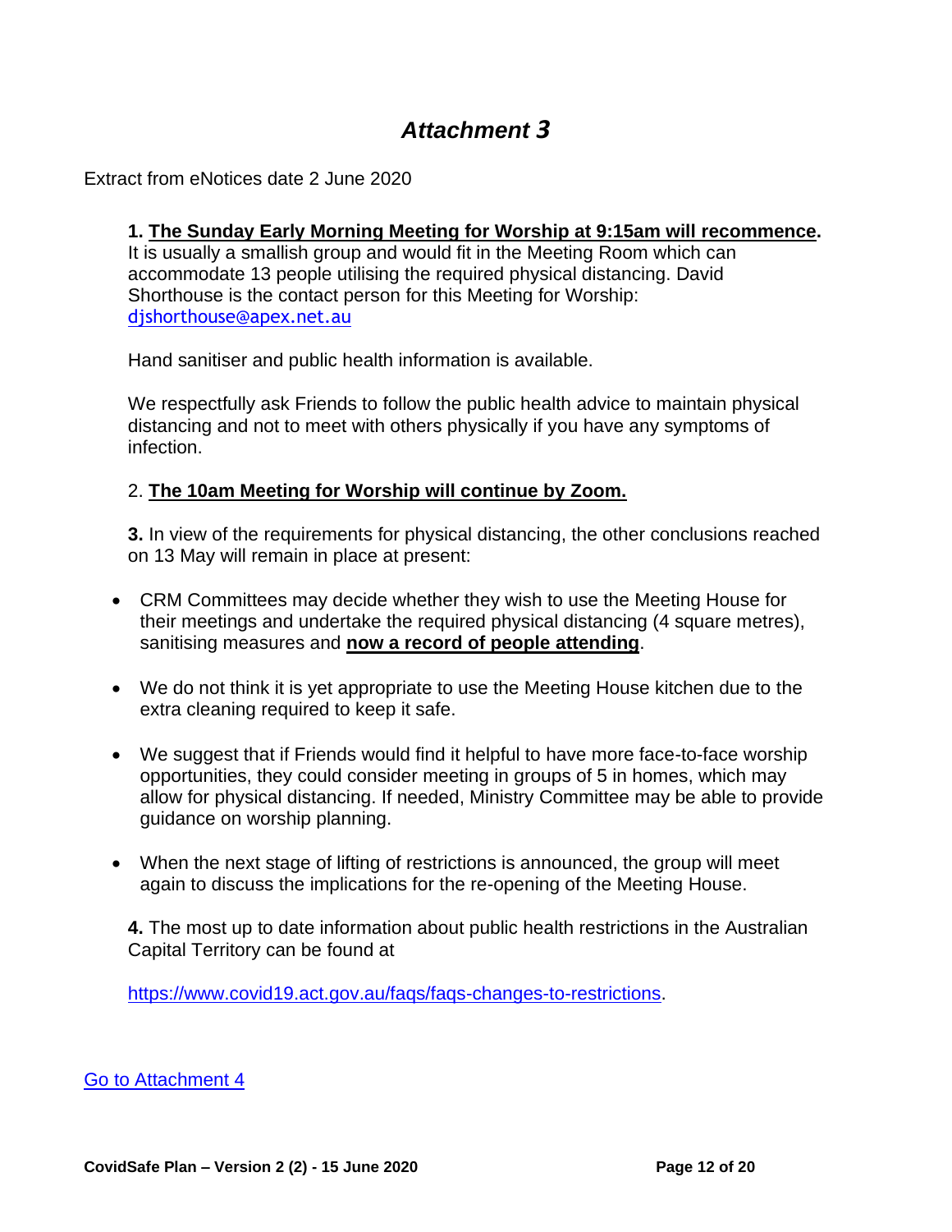# *Attachment 3*

Extract from eNotices date 2 June 2020

**1. The Sunday Early Morning Meeting for Worship at 9:15am will recommence.**
It is usually a smallish group and would fit in the Meeting Room which can accommodate 13 people utilising the required physical distancing. David Shorthouse is the contact person for this Meeting for Worship: djshorthouse@apex.net.au

Hand sanitiser and public health information is available.

We respectfully ask Friends to follow the public health advice to maintain physical distancing and not to meet with others physically if you have any symptoms of infection.

2. **The 10am Meeting for Worship will continue by Zoom.**

**3.** In view of the requirements for physical distancing, the other conclusions reached on 13 May will remain in place at present:

- CRM Committees may decide whether they wish to use the Meeting House for their meetings and undertake the required physical distancing (4 square metres), sanitising measures and **now a record of people attending**.
- We do not think it is yet appropriate to use the Meeting House kitchen due to the extra cleaning required to keep it safe.
- We suggest that if Friends would find it helpful to have more face-to-face worship opportunities, they could consider meeting in groups of 5 in homes, which may allow for physical distancing. If needed, Ministry Committee may be able to provide guidance on worship planning.
- When the next stage of lifting of restrictions is announced, the group will meet again to discuss the implications for the re-opening of the Meeting House.

**4.** The most up to date information about public health restrictions in the Australian Capital Territory can be found at

https://www.covid19.act.gov.au/faqs/faqs-changes-to-restrictions.

Go to Attachment 4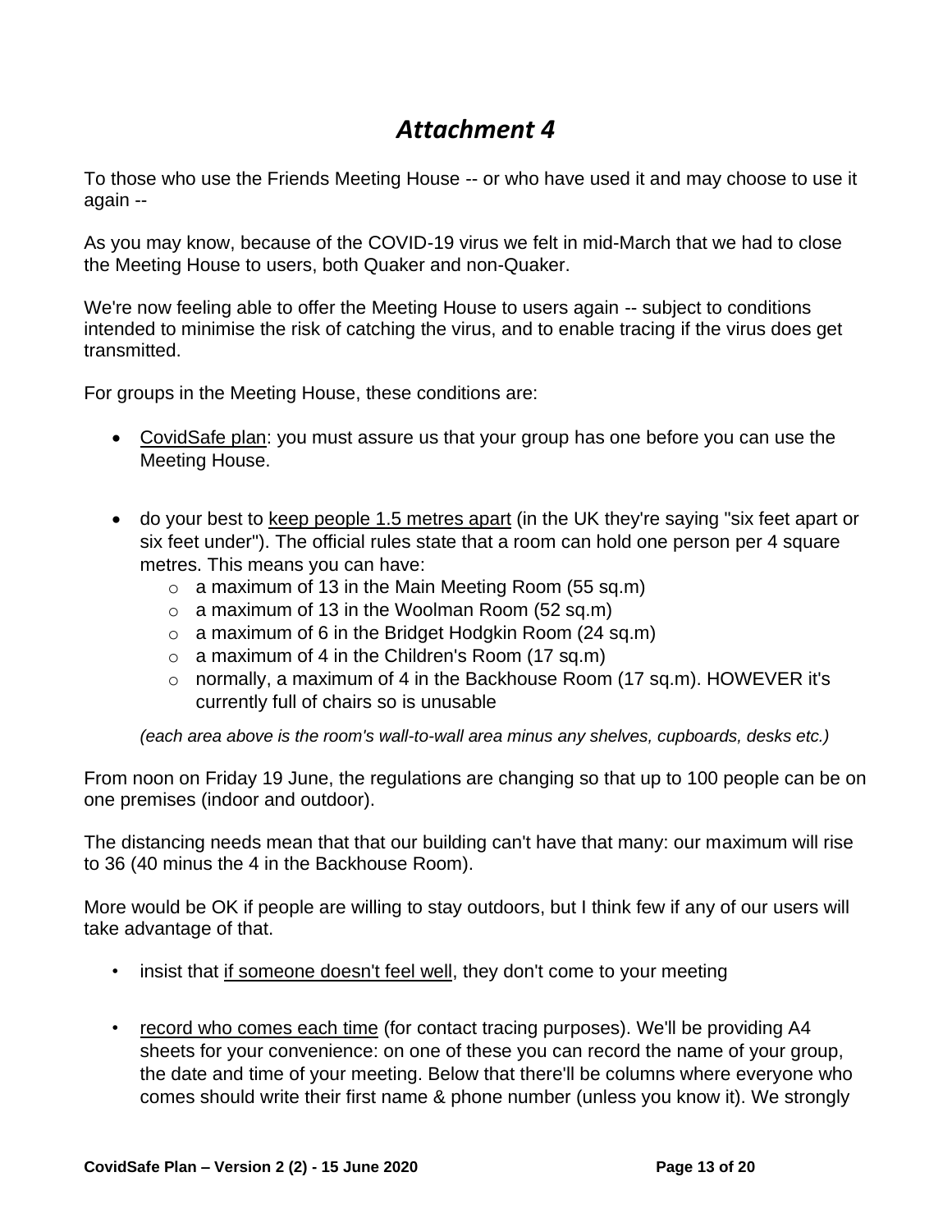# *Attachment 4*

To those who use the Friends Meeting House -- or who have used it and may choose to use it again --

As you may know, because of the COVID-19 virus we felt in mid-March that we had to close the Meeting House to users, both Quaker and non-Quaker.

We're now feeling able to offer the Meeting House to users again -- subject to conditions intended to minimise the risk of catching the virus, and to enable tracing if the virus does get transmitted.

For groups in the Meeting House, these conditions are:

- CovidSafe plan: you must assure us that your group has one before you can use the Meeting House.
- do your best to keep people 1.5 metres apart (in the UK they're saying "six feet apart or six feet under"). The official rules state that a room can hold one person per 4 square metres. This means you can have:
  - a maximum of 13 in the Main Meeting Room (55 sq.m)
  - a maximum of 13 in the Woolman Room (52 sq.m)
  - a maximum of 6 in the Bridget Hodgkin Room (24 sq.m)
  - a maximum of 4 in the Children's Room (17 sq.m)
  - normally, a maximum of 4 in the Backhouse Room (17 sq.m). HOWEVER it's currently full of chairs so is unusable

  *(each area above is the room's wall-to-wall area minus any shelves, cupboards, desks etc.)*

From noon on Friday 19 June, the regulations are changing so that up to 100 people can be on one premises (indoor and outdoor).

The distancing needs mean that that our building can't have that many: our maximum will rise to 36 (40 minus the 4 in the Backhouse Room).

More would be OK if people are willing to stay outdoors, but I think few if any of our users will take advantage of that.

- insist that if someone doesn't feel well, they don't come to your meeting
- record who comes each time (for contact tracing purposes). We'll be providing A4 sheets for your convenience: on one of these you can record the name of your group, the date and time of your meeting. Below that there'll be columns where everyone who comes should write their first name & phone number (unless you know it). We strongly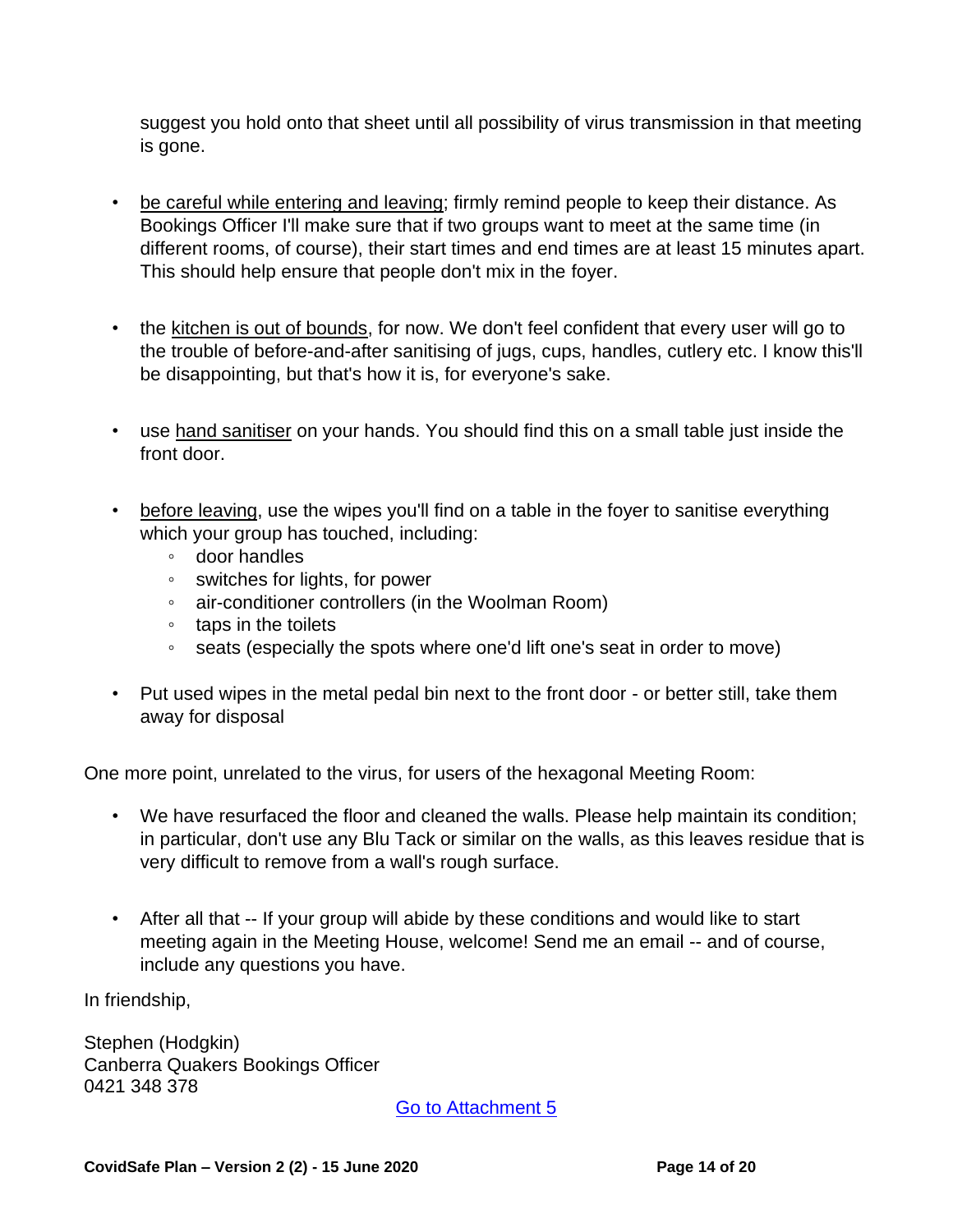suggest you hold onto that sheet until all possibility of virus transmission in that meeting is gone.

- be careful while entering and leaving; firmly remind people to keep their distance. As Bookings Officer I'll make sure that if two groups want to meet at the same time (in different rooms, of course), their start times and end times are at least 15 minutes apart. This should help ensure that people don't mix in the foyer.

- the kitchen is out of bounds, for now. We don't feel confident that every user will go to the trouble of before-and-after sanitising of jugs, cups, handles, cutlery etc. I know this'll be disappointing, but that's how it is, for everyone's sake.

- use hand sanitiser on your hands. You should find this on a small table just inside the front door.

- before leaving, use the wipes you'll find on a table in the foyer to sanitise everything which your group has touched, including:
  - door handles
  - switches for lights, for power
  - air-conditioner controllers (in the Woolman Room)
  - taps in the toilets
  - seats (especially the spots where one'd lift one's seat in order to move)

- Put used wipes in the metal pedal bin next to the front door - or better still, take them away for disposal

One more point, unrelated to the virus, for users of the hexagonal Meeting Room:

- We have resurfaced the floor and cleaned the walls. Please help maintain its condition; in particular, don't use any Blu Tack or similar on the walls, as this leaves residue that is very difficult to remove from a wall's rough surface.

- After all that -- If your group will abide by these conditions and would like to start meeting again in the Meeting House, welcome! Send me an email -- and of course, include any questions you have.

In friendship,

Stephen (Hodgkin)
Canberra Quakers Bookings Officer
0421 348 378

Go to Attachment 5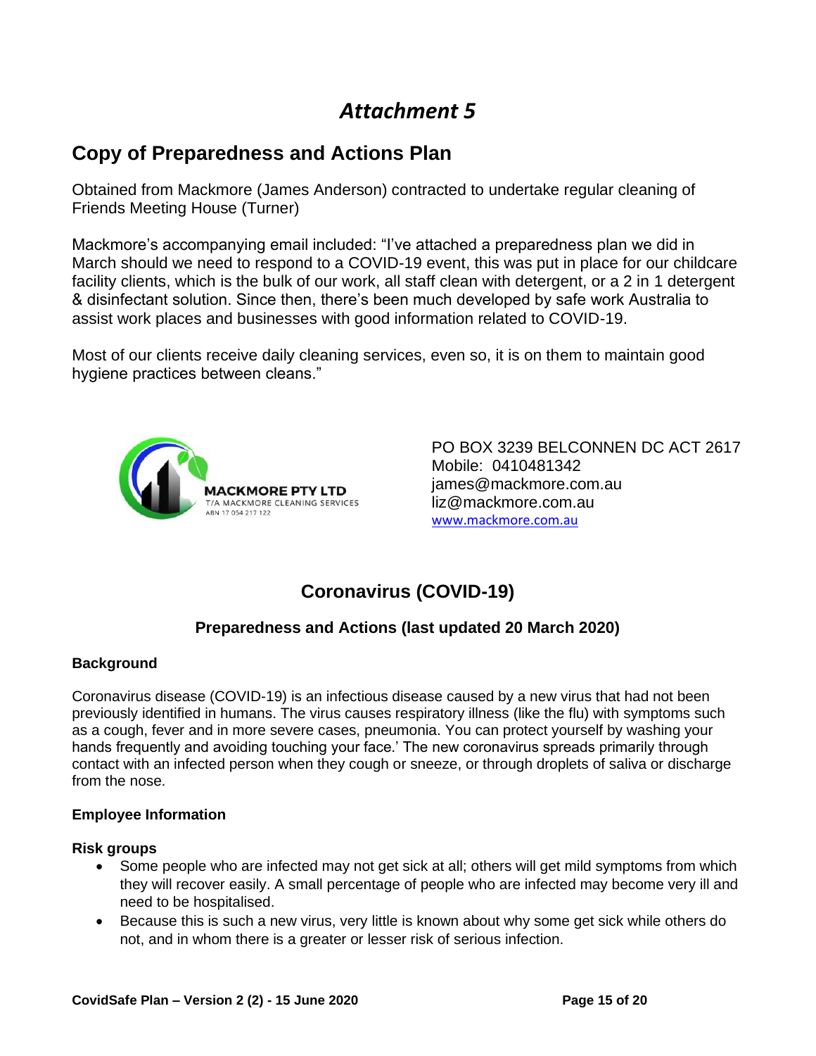# *Attachment 5*

## Copy of Preparedness and Actions Plan

Obtained from Mackmore (James Anderson) contracted to undertake regular cleaning of Friends Meeting House (Turner)

Mackmore's accompanying email included: "I've attached a preparedness plan we did in March should we need to respond to a COVID-19 event, this was put in place for our childcare facility clients, which is the bulk of our work, all staff clean with detergent, or a 2 in 1 detergent & disinfectant solution. Since then, there's been much developed by safe work Australia to assist work places and businesses with good information related to COVID-19.

Most of our clients receive daily cleaning services, even so, it is on them to maintain good hygiene practices between cleans."

**MACKMORE PTY LTD**
T/A MACKMORE CLEANING SERVICES
ABN 17 054 217 122

PO BOX 3239 BELCONNEN DC ACT 2617
Mobile: 0410481342
james@mackmore.com.au
liz@mackmore.com.au
www.mackmore.com.au

## Coronavirus (COVID-19)

### Preparedness and Actions (last updated 20 March 2020)

**Background**

Coronavirus disease (COVID-19) is an infectious disease caused by a new virus that had not been previously identified in humans. The virus causes respiratory illness (like the flu) with symptoms such as a cough, fever and in more severe cases, pneumonia. You can protect yourself by washing your hands frequently and avoiding touching your face.' The new coronavirus spreads primarily through contact with an infected person when they cough or sneeze, or through droplets of saliva or discharge from the nose.

**Employee Information**

**Risk groups**

- Some people who are infected may not get sick at all; others will get mild symptoms from which they will recover easily. A small percentage of people who are infected may become very ill and need to be hospitalised.
- Because this is such a new virus, very little is known about why some get sick while others do not, and in whom there is a greater or lesser risk of serious infection.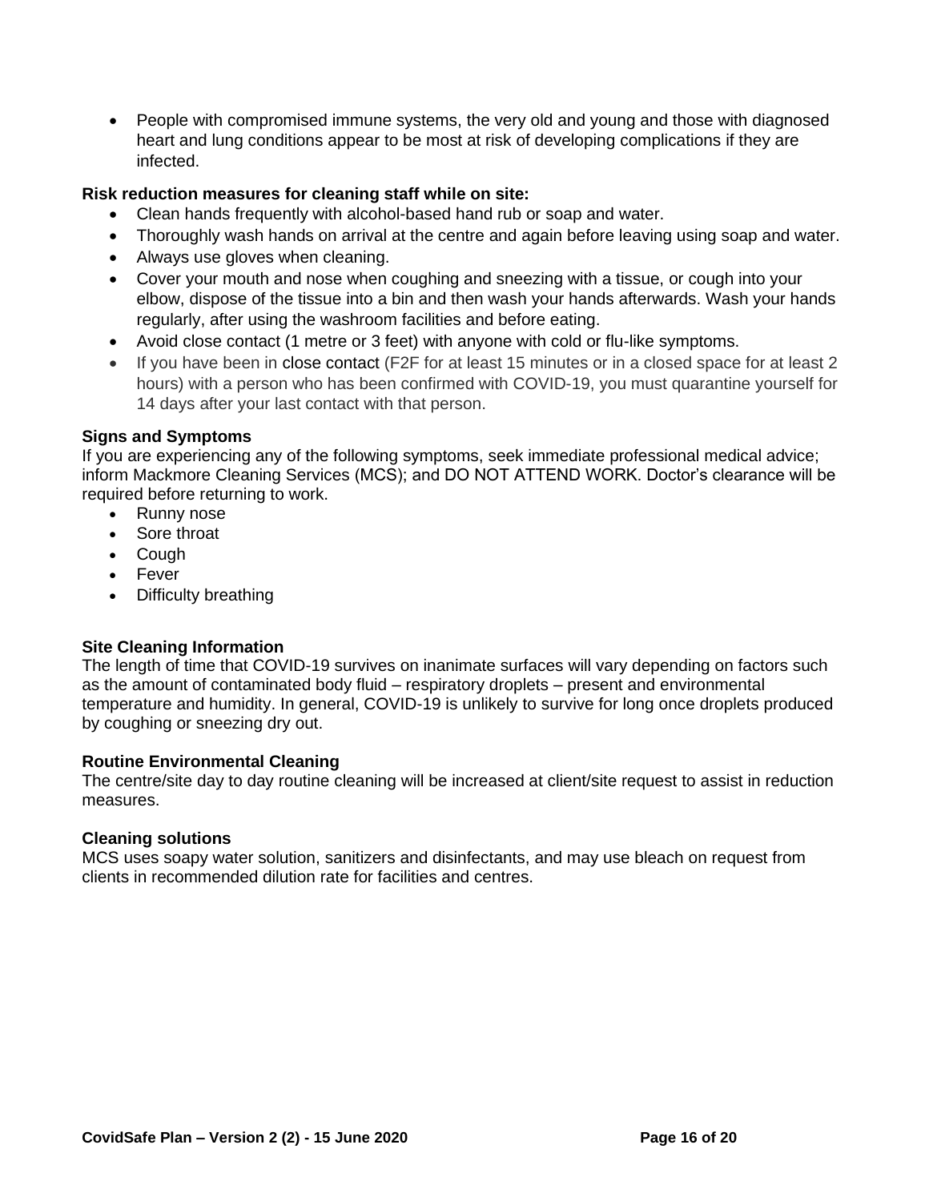- People with compromised immune systems, the very old and young and those with diagnosed heart and lung conditions appear to be most at risk of developing complications if they are infected.

**Risk reduction measures for cleaning staff while on site:**

- Clean hands frequently with alcohol-based hand rub or soap and water.
- Thoroughly wash hands on arrival at the centre and again before leaving using soap and water.
- Always use gloves when cleaning.
- Cover your mouth and nose when coughing and sneezing with a tissue, or cough into your elbow, dispose of the tissue into a bin and then wash your hands afterwards. Wash your hands regularly, after using the washroom facilities and before eating.
- Avoid close contact (1 metre or 3 feet) with anyone with cold or flu-like symptoms.
- If you have been in close contact (F2F for at least 15 minutes or in a closed space for at least 2 hours) with a person who has been confirmed with COVID-19, you must quarantine yourself for 14 days after your last contact with that person.

**Signs and Symptoms**

If you are experiencing any of the following symptoms, seek immediate professional medical advice; inform Mackmore Cleaning Services (MCS); and DO NOT ATTEND WORK. Doctor's clearance will be required before returning to work.

- Runny nose
- Sore throat
- Cough
- Fever
- Difficulty breathing

**Site Cleaning Information**

The length of time that COVID-19 survives on inanimate surfaces will vary depending on factors such as the amount of contaminated body fluid – respiratory droplets – present and environmental temperature and humidity. In general, COVID-19 is unlikely to survive for long once droplets produced by coughing or sneezing dry out.

**Routine Environmental Cleaning**

The centre/site day to day routine cleaning will be increased at client/site request to assist in reduction measures.

**Cleaning solutions**

MCS uses soapy water solution, sanitizers and disinfectants, and may use bleach on request from clients in recommended dilution rate for facilities and centres.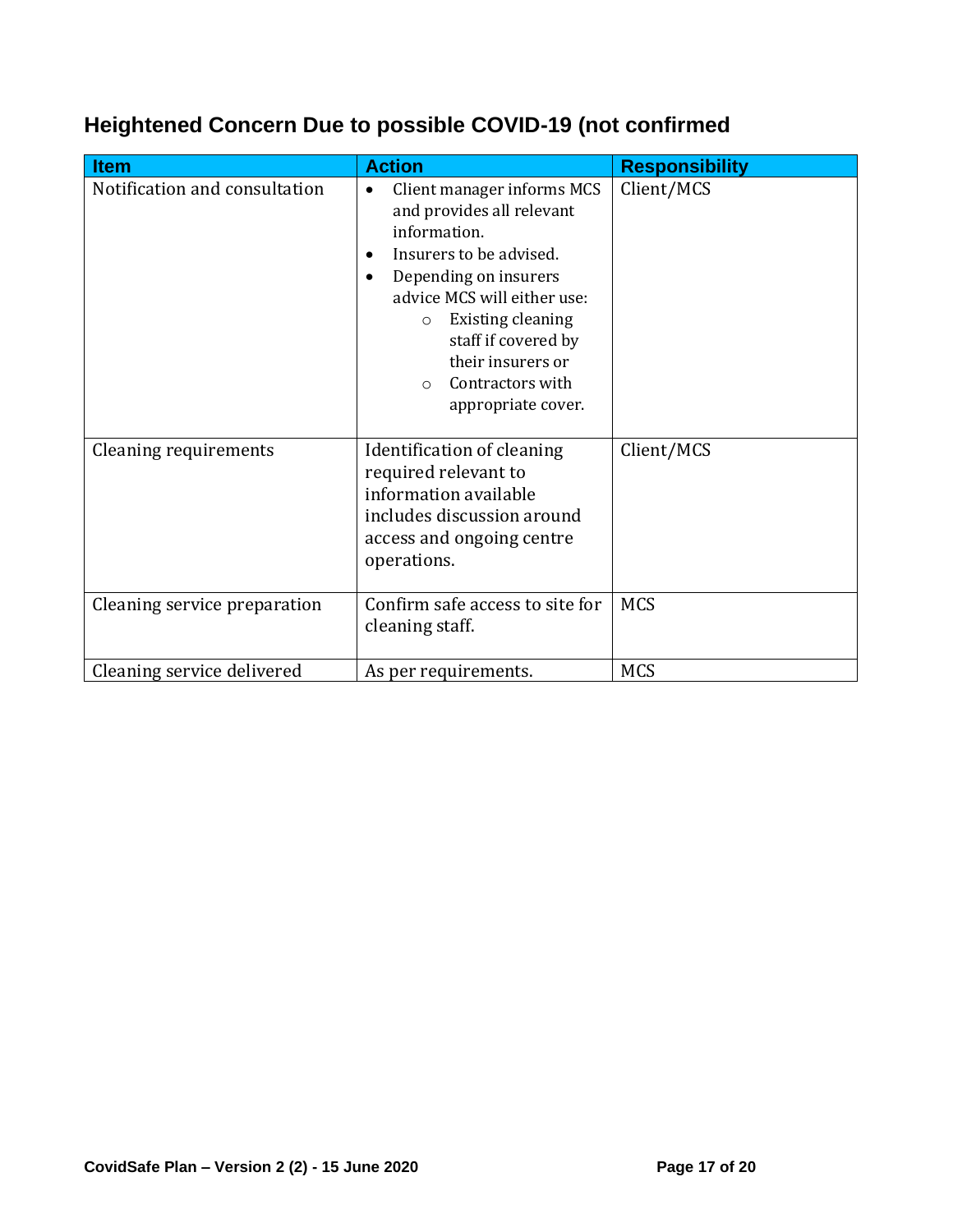## Heightened Concern Due to possible COVID-19 (not confirmed

| Item | Action | Responsibility |
|---|---|---|
| Notification and consultation | • Client manager informs MCS and provides all relevant information.<br>• Insurers to be advised.<br>• Depending on insurers advice MCS will either use:<br>  ○ Existing cleaning staff if covered by their insurers or<br>  ○ Contractors with appropriate cover. | Client/MCS |
| Cleaning requirements | Identification of cleaning required relevant to information available includes discussion around access and ongoing centre operations. | Client/MCS |
| Cleaning service preparation | Confirm safe access to site for cleaning staff. | MCS |
| Cleaning service delivered | As per requirements. | MCS |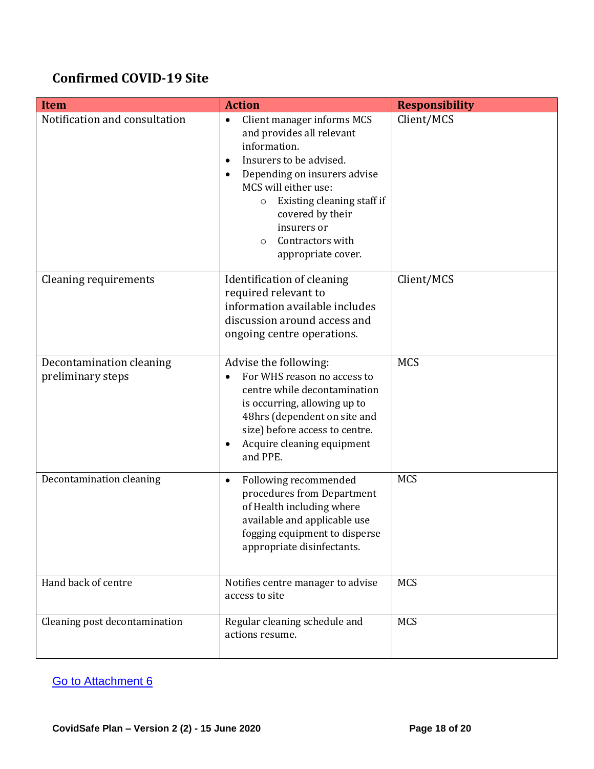## Confirmed COVID-19 Site

| Item | Action | Responsibility |
| --- | --- | --- |
| Notification and consultation | • Client manager informs MCS and provides all relevant information.<br>• Insurers to be advised.<br>• Depending on insurers advise MCS will either use:<br>&nbsp;&nbsp;&nbsp;&nbsp;○ Existing cleaning staff if covered by their insurers or<br>&nbsp;&nbsp;&nbsp;&nbsp;○ Contractors with appropriate cover. | Client/MCS |
| Cleaning requirements | Identification of cleaning required relevant to information available includes discussion around access and ongoing centre operations. | Client/MCS |
| Decontamination cleaning preliminary steps | Advise the following:<br>• For WHS reason no access to centre while decontamination is occurring, allowing up to 48hrs (dependent on site and size) before access to centre.<br>• Acquire cleaning equipment and PPE. | MCS |
| Decontamination cleaning | • Following recommended procedures from Department of Health including where available and applicable use fogging equipment to disperse appropriate disinfectants. | MCS |
| Hand back of centre | Notifies centre manager to advise access to site | MCS |
| Cleaning post decontamination | Regular cleaning schedule and actions resume. | MCS |

Go to Attachment 6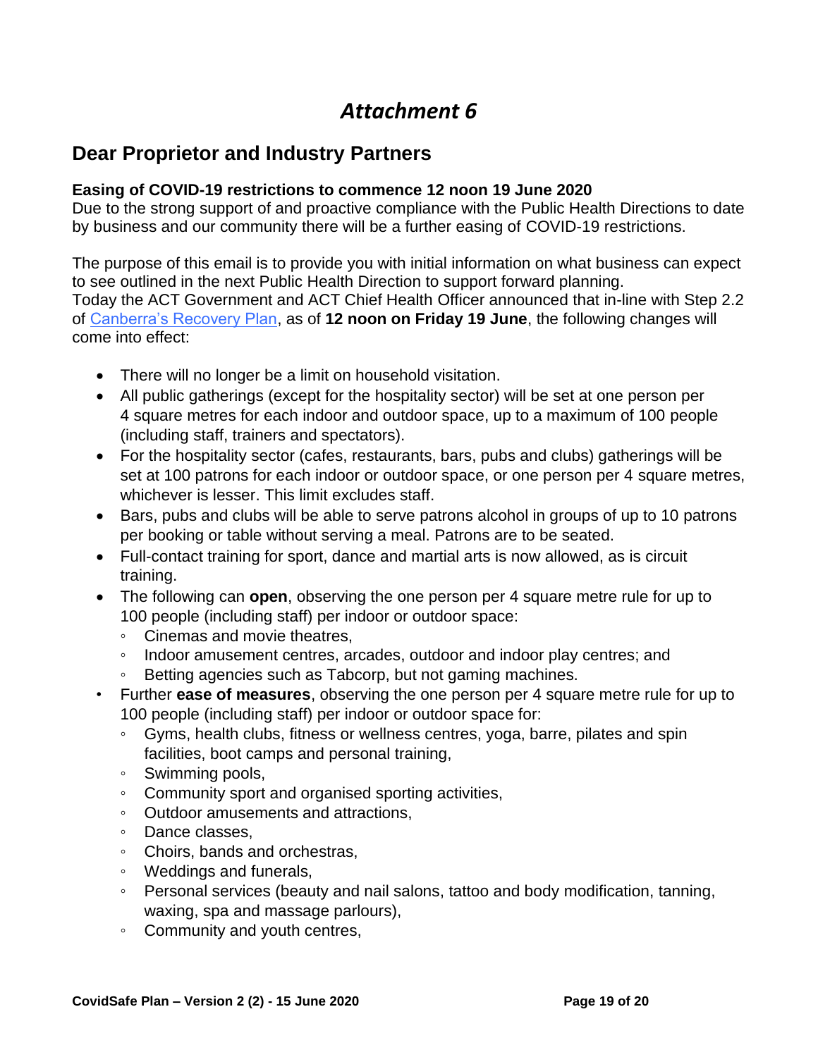# *Attachment 6*

## Dear Proprietor and Industry Partners

**Easing of COVID-19 restrictions to commence 12 noon 19 June 2020**
Due to the strong support of and proactive compliance with the Public Health Directions to date by business and our community there will be a further easing of COVID-19 restrictions.

The purpose of this email is to provide you with initial information on what business can expect to see outlined in the next Public Health Direction to support forward planning.
Today the ACT Government and ACT Chief Health Officer announced that in-line with Step 2.2 of [Canberra's Recovery Plan](), as of **12 noon on Friday 19 June**, the following changes will come into effect:

- There will no longer be a limit on household visitation.
- All public gatherings (except for the hospitality sector) will be set at one person per 4 square metres for each indoor and outdoor space, up to a maximum of 100 people (including staff, trainers and spectators).
- For the hospitality sector (cafes, restaurants, bars, pubs and clubs) gatherings will be set at 100 patrons for each indoor or outdoor space, or one person per 4 square metres, whichever is lesser. This limit excludes staff.
- Bars, pubs and clubs will be able to serve patrons alcohol in groups of up to 10 patrons per booking or table without serving a meal. Patrons are to be seated.
- Full-contact training for sport, dance and martial arts is now allowed, as is circuit training.
- The following can **open**, observing the one person per 4 square metre rule for up to 100 people (including staff) per indoor or outdoor space:
  - Cinemas and movie theatres,
  - Indoor amusement centres, arcades, outdoor and indoor play centres; and
  - Betting agencies such as Tabcorp, but not gaming machines.
- Further **ease of measures**, observing the one person per 4 square metre rule for up to 100 people (including staff) per indoor or outdoor space for:
  - Gyms, health clubs, fitness or wellness centres, yoga, barre, pilates and spin facilities, boot camps and personal training,
  - Swimming pools,
  - Community sport and organised sporting activities,
  - Outdoor amusements and attractions,
  - Dance classes,
  - Choirs, bands and orchestras,
  - Weddings and funerals,
  - Personal services (beauty and nail salons, tattoo and body modification, tanning, waxing, spa and massage parlours),
  - Community and youth centres,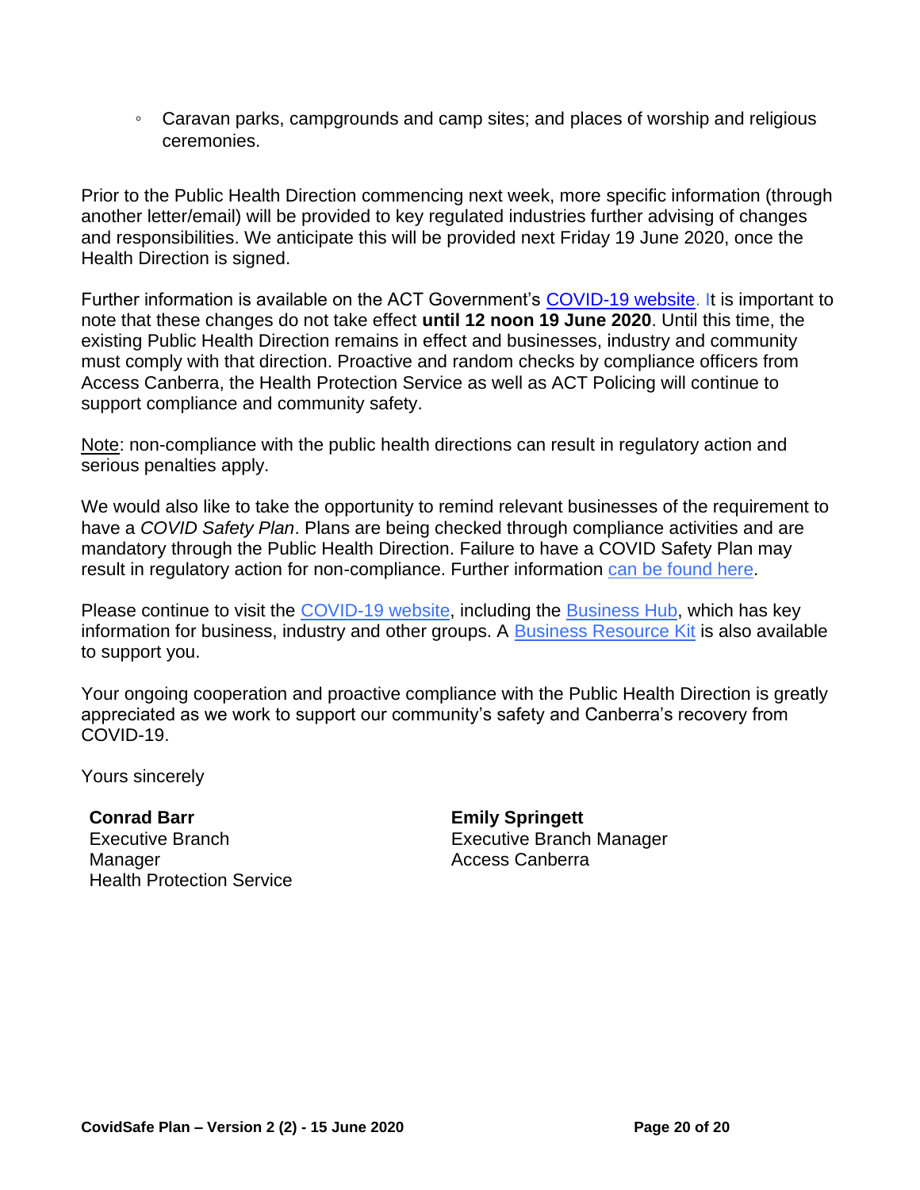- Caravan parks, campgrounds and camp sites; and places of worship and religious ceremonies.

Prior to the Public Health Direction commencing next week, more specific information (through another letter/email) will be provided to key regulated industries further advising of changes and responsibilities. We anticipate this will be provided next Friday 19 June 2020, once the Health Direction is signed.

Further information is available on the ACT Government's COVID-19 website. It is important to note that these changes do not take effect **until 12 noon 19 June 2020**. Until this time, the existing Public Health Direction remains in effect and businesses, industry and community must comply with that direction. Proactive and random checks by compliance officers from Access Canberra, the Health Protection Service as well as ACT Policing will continue to support compliance and community safety.

Note: non-compliance with the public health directions can result in regulatory action and serious penalties apply.

We would also like to take the opportunity to remind relevant businesses of the requirement to have a *COVID Safety Plan*. Plans are being checked through compliance activities and are mandatory through the Public Health Direction. Failure to have a COVID Safety Plan may result in regulatory action for non-compliance. Further information can be found here.

Please continue to visit the COVID-19 website, including the Business Hub, which has key information for business, industry and other groups. A Business Resource Kit is also available to support you.

Your ongoing cooperation and proactive compliance with the Public Health Direction is greatly appreciated as we work to support our community's safety and Canberra's recovery from COVID-19.

Yours sincerely

**Conrad Barr**
Executive Branch Manager
Health Protection Service

**Emily Springett**
Executive Branch Manager
Access Canberra